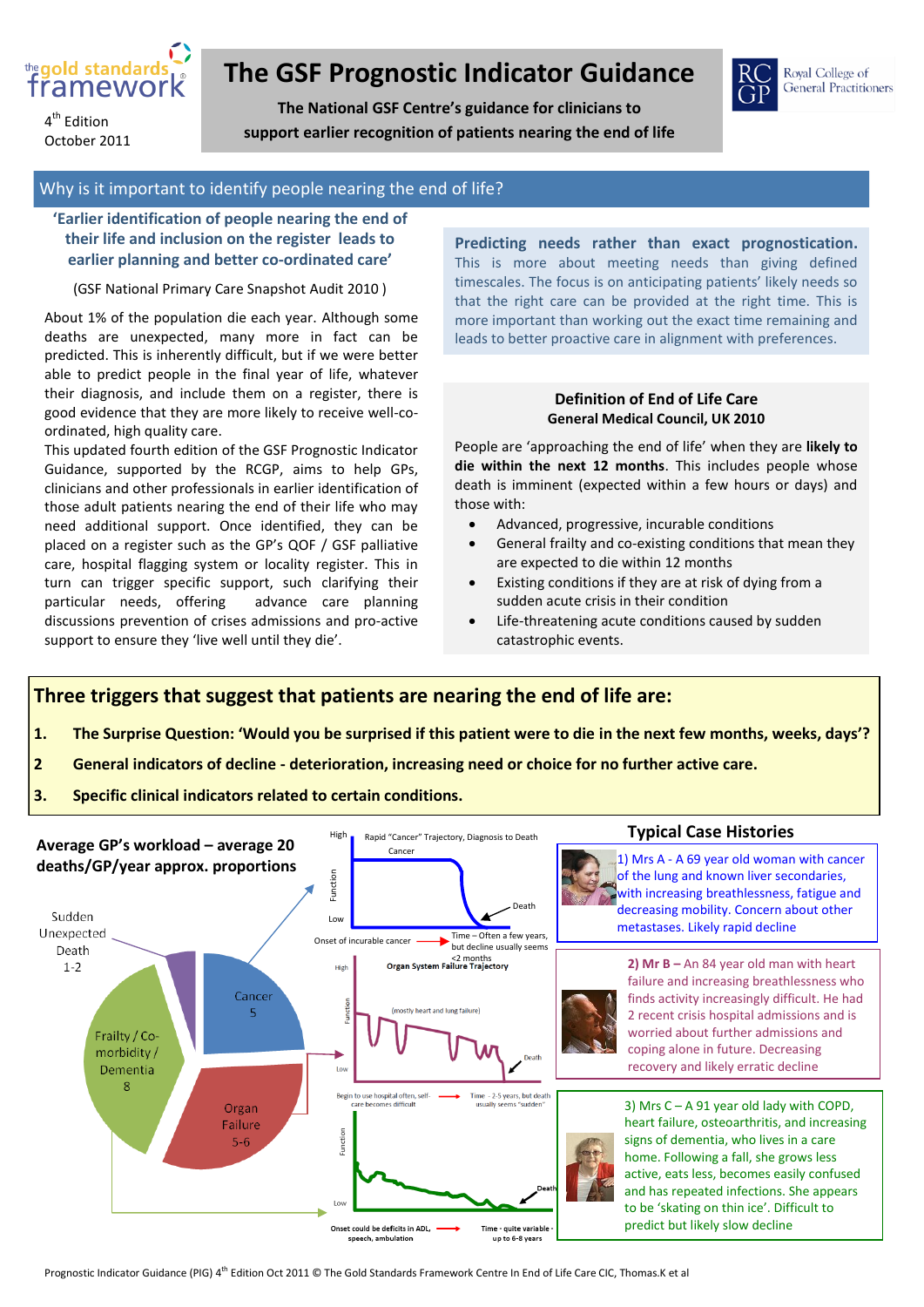the gold standards framework

4th Edition
October 2011

# The GSF Prognostic Indicator Guidance

**The National GSF Centre's guidance for clinicians to support earlier recognition of patients nearing the end of life**

RCGP Royal College of General Practitioners

## Why is it important to identify people nearing the end of life?

**'Earlier identification of people nearing the end of their life and inclusion on the register leads to earlier planning and better co-ordinated care'**

(GSF National Primary Care Snapshot Audit 2010 )

About 1% of the population die each year. Although some deaths are unexpected, many more in fact can be predicted. This is inherently difficult, but if we were better able to predict people in the final year of life, whatever their diagnosis, and include them on a register, there is good evidence that they are more likely to receive well-co-ordinated, high quality care.

This updated fourth edition of the GSF Prognostic Indicator Guidance, supported by the RCGP, aims to help GPs, clinicians and other professionals in earlier identification of those adult patients nearing the end of their life who may need additional support. Once identified, they can be placed on a register such as the GP's QOF / GSF palliative care, hospital flagging system or locality register. This in turn can trigger specific support, such clarifying their particular needs, offering advance care planning discussions prevention of crises admissions and pro-active support to ensure they 'live well until they die'.

**Predicting needs rather than exact prognostication.** This is more about meeting needs than giving defined timescales. The focus is on anticipating patients' likely needs so that the right care can be provided at the right time. This is more important than working out the exact time remaining and leads to better proactive care in alignment with preferences.

**Definition of End of Life Care**
**General Medical Council, UK 2010**

People are 'approaching the end of life' when they are **likely to die within the next 12 months**. This includes people whose death is imminent (expected within a few hours or days) and those with:

- Advanced, progressive, incurable conditions
- General frailty and co-existing conditions that mean they are expected to die within 12 months
- Existing conditions if they are at risk of dying from a sudden acute crisis in their condition
- Life-threatening acute conditions caused by sudden catastrophic events.

## Three triggers that suggest that patients are nearing the end of life are:

1. **The Surprise Question: 'Would you be surprised if this patient were to die in the next few months, weeks, days'?**
2. **General indicators of decline - deterioration, increasing need or choice for no further active care.**
3. **Specific clinical indicators related to certain conditions.**

**Average GP's workload – average 20 deaths/GP/year approx. proportions**

- Sudden Unexpected Death 1-2
- Cancer 5
- Organ Failure 5-6
- Frailty / Co-morbidity / Dementia 8

Rapid "Cancer" Trajectory, Diagnosis to Death — Onset of incurable cancer → Time – Often a few years, but decline usually seems <2 months

Organ System Failure Trajectory (mostly heart and lung failure) — Begin to use hospital often, self-care becomes difficult → Time - 2-5 years, but death usually seems "sudden"

Onset could be deficits in ADL, speech, ambulation → Time - quite variable - up to 6-8 years

## Typical Case Histories

1) Mrs A - A 69 year old woman with cancer of the lung and known liver secondaries, with increasing breathlessness, fatigue and decreasing mobility. Concern about other metastases. Likely rapid decline

2) **Mr B –** An 84 year old man with heart failure and increasing breathlessness who finds activity increasingly difficult. He had 2 recent crisis hospital admissions and is worried about further admissions and coping alone in future. Decreasing recovery and likely erratic decline

3) Mrs C – A 91 year old lady with COPD, heart failure, osteoarthritis, and increasing signs of dementia, who lives in a care home. Following a fall, she grows less active, eats less, becomes easily confused and has repeated infections. She appears to be 'skating on thin ice'. Difficult to predict but likely slow decline

Prognostic Indicator Guidance (PIG) 4th Edition Oct 2011 © The Gold Standards Framework Centre In End of Life Care CIC, Thomas.K et al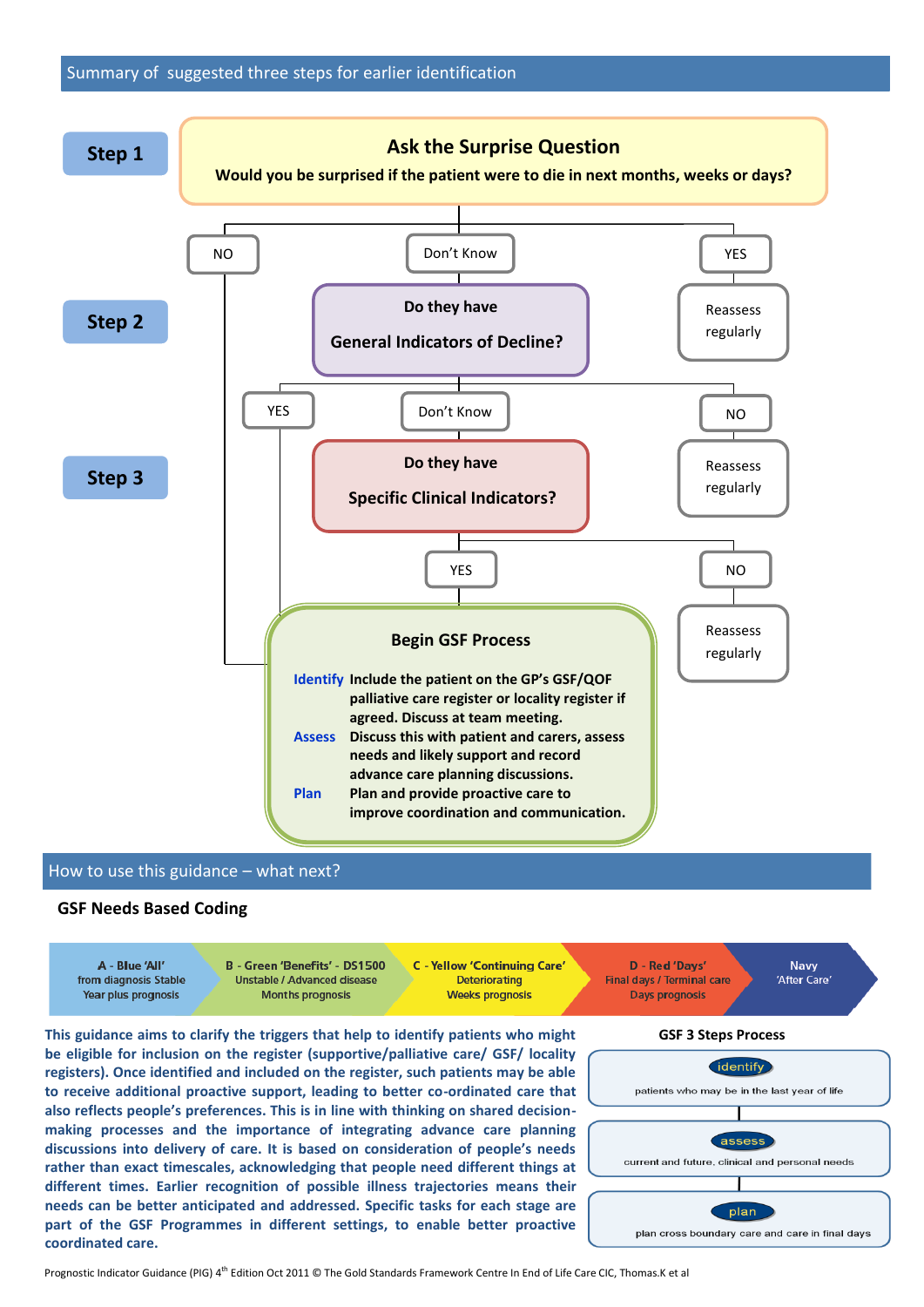## Summary of suggested three steps for earlier identification

**Step 1**

**Ask the Surprise Question**

**Would you be surprised if the patient were to die in next months, weeks or days?**

- NO
- Don't Know
- YES → Reassess regularly

**Step 2**

**Do they have General Indicators of Decline?**

- YES
- Don't Know
- NO → Reassess regularly

**Step 3**

**Do they have Specific Clinical Indicators?**

- YES
- NO → Reassess regularly

**Begin GSF Process**

**Identify** Include the patient on the GP's GSF/QOF palliative care register or locality register if agreed. Discuss at team meeting.

**Assess** Discuss this with patient and carers, assess needs and likely support and record advance care planning discussions.

**Plan** Plan and provide proactive care to improve coordination and communication.

## How to use this guidance – what next?

### GSF Needs Based Coding

| A - Blue 'All' | B - Green 'Benefits' - DS1500 | C - Yellow 'Continuing Care' | D - Red 'Days' | Navy |
|---|---|---|---|---|
| from diagnosis Stable Year plus prognosis | Unstable / Advanced disease Months prognosis | Deteriorating Weeks prognosis | Final days / Terminal care Days prognosis | 'After Care' |

**This guidance aims to clarify the triggers that help to identify patients who might be eligible for inclusion on the register (supportive/palliative care/ GSF/ locality registers). Once identified and included on the register, such patients may be able to receive additional proactive support, leading to better co-ordinated care that also reflects people's preferences. This is in line with thinking on shared decision-making processes and the importance of integrating advance care planning discussions into delivery of care. It is based on consideration of people's needs rather than exact timescales, acknowledging that people need different things at different times. Earlier recognition of possible illness trajectories means their needs can be better anticipated and addressed. Specific tasks for each stage are part of the GSF Programmes in different settings, to enable better proactive coordinated care.**

**GSF 3 Steps Process**

- **identify** – patients who may be in the last year of life
- **assess** – current and future, clinical and personal needs
- **plan** – plan cross boundary care and care in final days

Prognostic Indicator Guidance (PIG) 4th Edition Oct 2011 © The Gold Standards Framework Centre In End of Life Care CIC, Thomas.K et al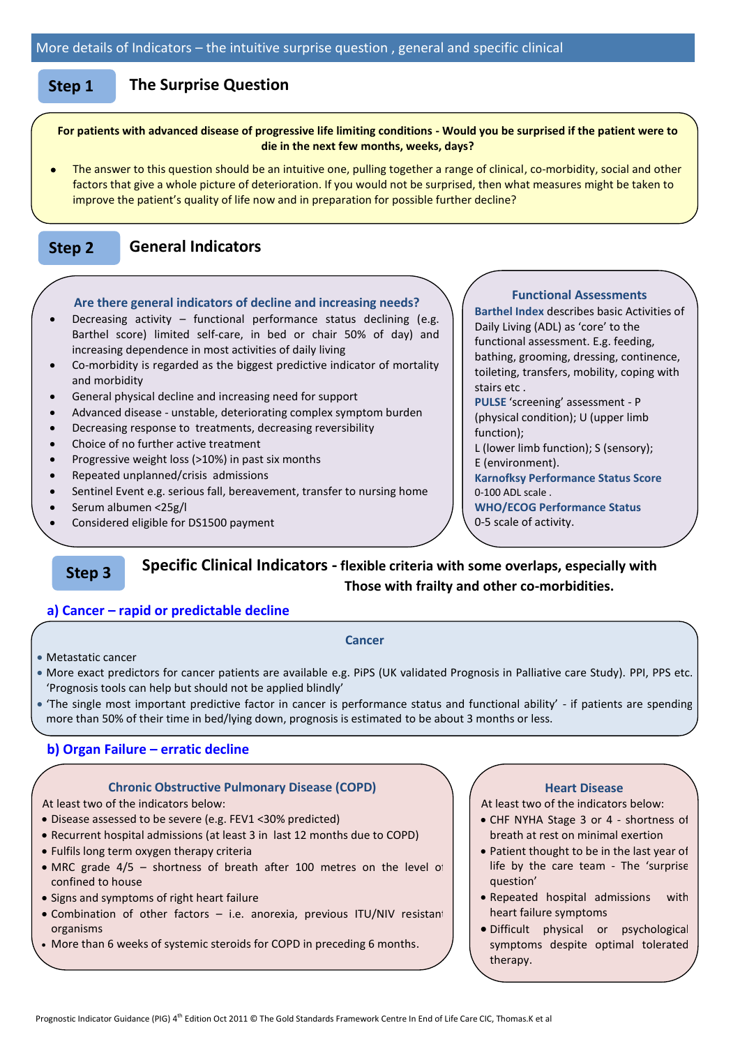## More details of Indicators – the intuitive surprise question , general and specific clinical

## Step 1 The Surprise Question

**For patients with advanced disease of progressive life limiting conditions - Would you be surprised if the patient were to die in the next few months, weeks, days?**

- The answer to this question should be an intuitive one, pulling together a range of clinical, co-morbidity, social and other factors that give a whole picture of deterioration. If you would not be surprised, then what measures might be taken to improve the patient's quality of life now and in preparation for possible further decline?

## Step 2 General Indicators

### Are there general indicators of decline and increasing needs?

- Decreasing activity – functional performance status declining (e.g. Barthel score) limited self-care, in bed or chair 50% of day) and increasing dependence in most activities of daily living
- Co-morbidity is regarded as the biggest predictive indicator of mortality and morbidity
- General physical decline and increasing need for support
- Advanced disease - unstable, deteriorating complex symptom burden
- Decreasing response to treatments, decreasing reversibility
- Choice of no further active treatment
- Progressive weight loss (>10%) in past six months
- Repeated unplanned/crisis admissions
- Sentinel Event e.g. serious fall, bereavement, transfer to nursing home
- Serum albumen <25g/l
- Considered eligible for DS1500 payment

### Functional Assessments

**Barthel Index** describes basic Activities of Daily Living (ADL) as 'core' to the functional assessment. E.g. feeding, bathing, grooming, dressing, continence, toileting, transfers, mobility, coping with stairs etc .

**PULSE** 'screening' assessment - P (physical condition); U (upper limb function);
L (lower limb function); S (sensory);
E (environment).

**Karnofksy Performance Status Score**
0-100 ADL scale .

**WHO/ECOG Performance Status**
0-5 scale of activity.

## Step 3 Specific Clinical Indicators - flexible criteria with some overlaps, especially with Those with frailty and other co-morbidities.

### a) Cancer – rapid or predictable decline

#### Cancer

- Metastatic cancer
- More exact predictors for cancer patients are available e.g. PiPS (UK validated Prognosis in Palliative care Study). PPI, PPS etc. 'Prognosis tools can help but should not be applied blindly'
- 'The single most important predictive factor in cancer is performance status and functional ability' - if patients are spending more than 50% of their time in bed/lying down, prognosis is estimated to be about 3 months or less.

### b) Organ Failure – erratic decline

#### Chronic Obstructive Pulmonary Disease (COPD)

At least two of the indicators below:

- Disease assessed to be severe (e.g. FEV1 <30% predicted)
- Recurrent hospital admissions (at least 3 in last 12 months due to COPD)
- Fulfils long term oxygen therapy criteria
- MRC grade 4/5 – shortness of breath after 100 metres on the level or confined to house
- Signs and symptoms of right heart failure
- Combination of other factors – i.e. anorexia, previous ITU/NIV resistant organisms
- More than 6 weeks of systemic steroids for COPD in preceding 6 months.

#### Heart Disease

At least two of the indicators below:

- CHF NYHA Stage 3 or 4 - shortness of breath at rest on minimal exertion
- Patient thought to be in the last year of life by the care team - The 'surprise question'
- Repeated hospital admissions with heart failure symptoms
- Difficult physical or psychological symptoms despite optimal tolerated therapy.

Prognostic Indicator Guidance (PIG) 4th Edition Oct 2011 © The Gold Standards Framework Centre In End of Life Care CIC, Thomas.K et al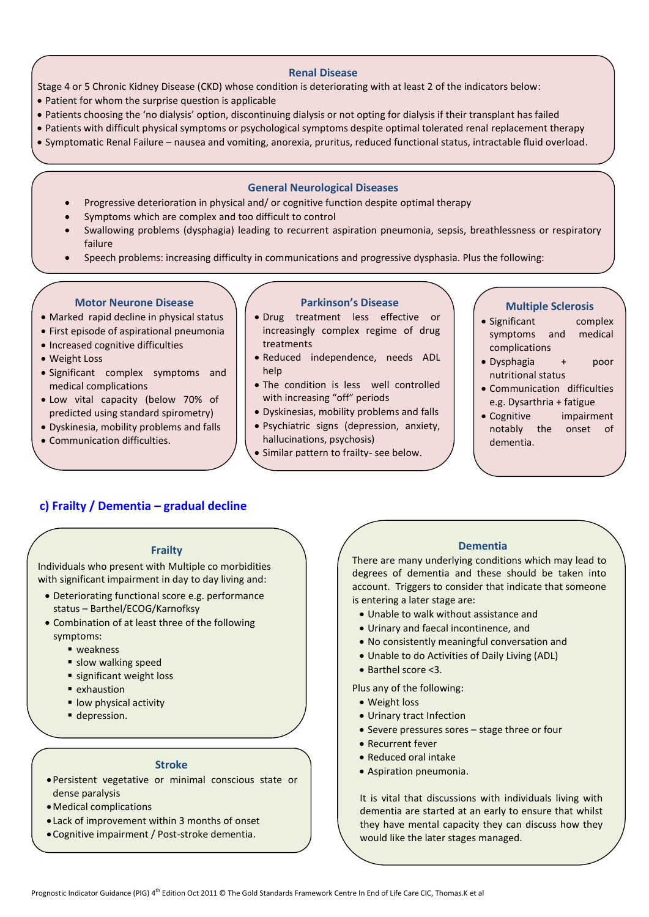### Renal Disease

Stage 4 or 5 Chronic Kidney Disease (CKD) whose condition is deteriorating with at least 2 of the indicators below:

- Patient for whom the surprise question is applicable
- Patients choosing the 'no dialysis' option, discontinuing dialysis or not opting for dialysis if their transplant has failed
- Patients with difficult physical symptoms or psychological symptoms despite optimal tolerated renal replacement therapy
- Symptomatic Renal Failure – nausea and vomiting, anorexia, pruritus, reduced functional status, intractable fluid overload.

### General Neurological Diseases

- Progressive deterioration in physical and/ or cognitive function despite optimal therapy
- Symptoms which are complex and too difficult to control
- Swallowing problems (dysphagia) leading to recurrent aspiration pneumonia, sepsis, breathlessness or respiratory failure
- Speech problems: increasing difficulty in communications and progressive dysphasia. Plus the following:

### Motor Neurone Disease

- Marked rapid decline in physical status
- First episode of aspirational pneumonia
- Increased cognitive difficulties
- Weight Loss
- Significant complex symptoms and medical complications
- Low vital capacity (below 70% of predicted using standard spirometry)
- Dyskinesia, mobility problems and falls
- Communication difficulties.

### Parkinson's Disease

- Drug treatment less effective or increasingly complex regime of drug treatments
- Reduced independence, needs ADL help
- The condition is less well controlled with increasing "off" periods
- Dyskinesias, mobility problems and falls
- Psychiatric signs (depression, anxiety, hallucinations, psychosis)
- Similar pattern to frailty- see below.

### Multiple Sclerosis

- Significant complex symptoms and medical complications
- Dysphagia + poor nutritional status
- Communication difficulties e.g. Dysarthria + fatigue
- Cognitive impairment notably the onset of dementia.

## c) Frailty / Dementia – gradual decline

### Frailty

Individuals who present with Multiple co morbidities with significant impairment in day to day living and:

- Deteriorating functional score e.g. performance status – Barthel/ECOG/Karnofksy
- Combination of at least three of the following symptoms:
  - weakness
  - slow walking speed
  - significant weight loss
  - exhaustion
  - low physical activity
  - depression.

### Stroke

- Persistent vegetative or minimal conscious state or dense paralysis
- Medical complications
- Lack of improvement within 3 months of onset
- Cognitive impairment / Post-stroke dementia.

### Dementia

There are many underlying conditions which may lead to degrees of dementia and these should be taken into account. Triggers to consider that indicate that someone is entering a later stage are:

- Unable to walk without assistance and
- Urinary and faecal incontinence, and
- No consistently meaningful conversation and
- Unable to do Activities of Daily Living (ADL)
- Barthel score <3.

Plus any of the following:

- Weight loss
- Urinary tract Infection
- Severe pressures sores – stage three or four
- Recurrent fever
- Reduced oral intake
- Aspiration pneumonia.

It is vital that discussions with individuals living with dementia are started at an early to ensure that whilst they have mental capacity they can discuss how they would like the later stages managed.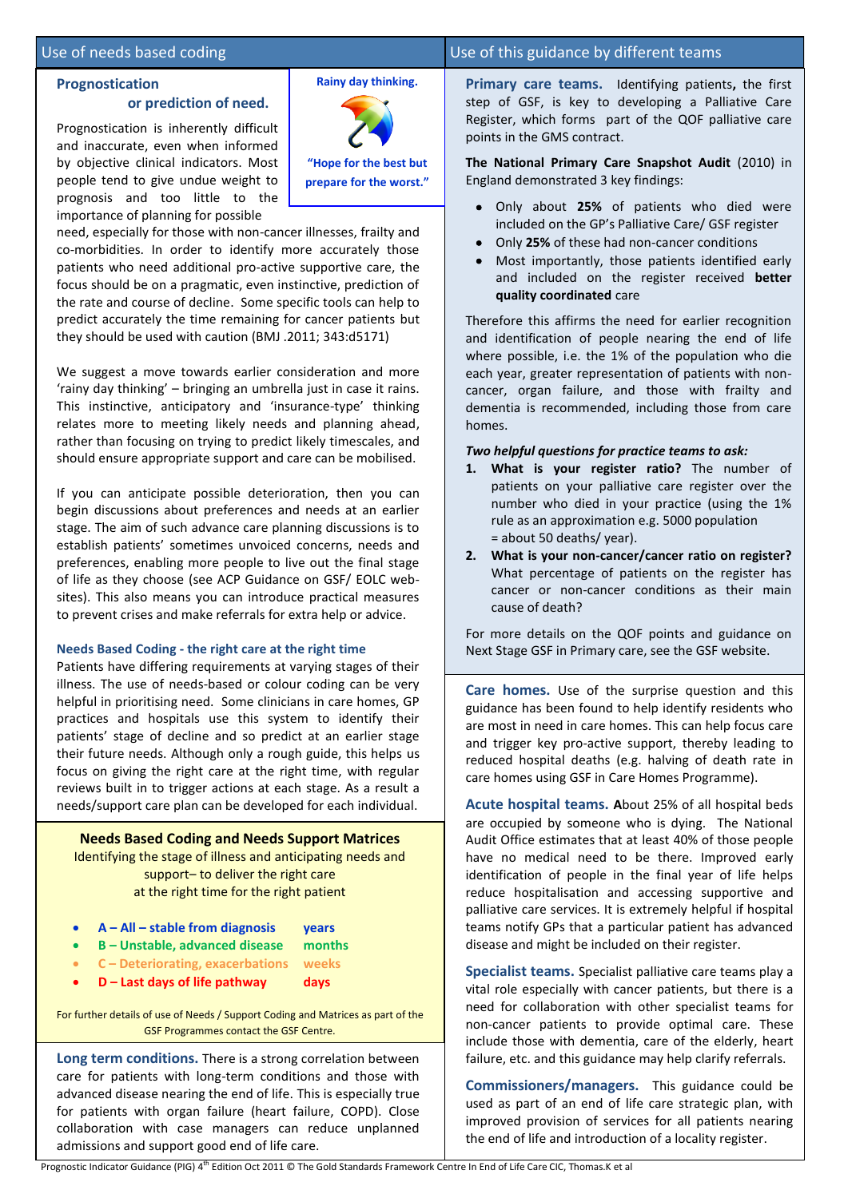## Use of needs based coding

### Prognostication or prediction of need.

**Rainy day thinking.**

**"Hope for the best but prepare for the worst."**

Prognostication is inherently difficult and inaccurate, even when informed by objective clinical indicators. Most people tend to give undue weight to prognosis and too little to the importance of planning for possible need, especially for those with non-cancer illnesses, frailty and co-morbidities. In order to identify more accurately those patients who need additional pro-active supportive care, the focus should be on a pragmatic, even instinctive, prediction of the rate and course of decline. Some specific tools can help to predict accurately the time remaining for cancer patients but they should be used with caution (BMJ .2011; 343:d5171)

We suggest a move towards earlier consideration and more 'rainy day thinking' – bringing an umbrella just in case it rains. This instinctive, anticipatory and 'insurance-type' thinking relates more to meeting likely needs and planning ahead, rather than focusing on trying to predict likely timescales, and should ensure appropriate support and care can be mobilised.

If you can anticipate possible deterioration, then you can begin discussions about preferences and needs at an earlier stage. The aim of such advance care planning discussions is to establish patients' sometimes unvoiced concerns, needs and preferences, enabling more people to live out the final stage of life as they choose (see ACP Guidance on GSF/ EOLC websites). This also means you can introduce practical measures to prevent crises and make referrals for extra help or advice.

### Needs Based Coding - the right care at the right time

Patients have differing requirements at varying stages of their illness. The use of needs-based or colour coding can be very helpful in prioritising need. Some clinicians in care homes, GP practices and hospitals use this system to identify their patients' stage of decline and so predict at an earlier stage their future needs. Although only a rough guide, this helps us focus on giving the right care at the right time, with regular reviews built in to trigger actions at each stage. As a result a needs/support care plan can be developed for each individual.

**Needs Based Coding and Needs Support Matrices**

Identifying the stage of illness and anticipating needs and support– to deliver the right care at the right time for the right patient

- **A – All – stable from diagnosis** — **years**
- **B – Unstable, advanced disease** — **months**
- **C – Deteriorating, exacerbations** — **weeks**
- **D – Last days of life pathway** — **days**

For further details of use of Needs / Support Coding and Matrices as part of the GSF Programmes contact the GSF Centre.

**Long term conditions.** There is a strong correlation between care for patients with long-term conditions and those with advanced disease nearing the end of life. This is especially true for patients with organ failure (heart failure, COPD). Close collaboration with case managers can reduce unplanned admissions and support good end of life care.

## Use of this guidance by different teams

**Primary care teams.** Identifying patients**,** the first step of GSF, is key to developing a Palliative Care Register, which forms part of the QOF palliative care points in the GMS contract.

**The National Primary Care Snapshot Audit** (2010) in England demonstrated 3 key findings:

- Only about **25%** of patients who died were included on the GP's Palliative Care/ GSF register
- Only **25%** of these had non-cancer conditions
- Most importantly, those patients identified early and included on the register received **better quality coordinated** care

Therefore this affirms the need for earlier recognition and identification of people nearing the end of life where possible, i.e. the 1% of the population who die each year, greater representation of patients with non-cancer, organ failure, and those with frailty and dementia is recommended, including those from care homes.

***Two helpful questions for practice teams to ask:***

1. **What is your register ratio?** The number of patients on your palliative care register over the number who died in your practice (using the 1% rule as an approximation e.g. 5000 population = about 50 deaths/ year).
2. **What is your non-cancer/cancer ratio on register?** What percentage of patients on the register has cancer or non-cancer conditions as their main cause of death?

For more details on the QOF points and guidance on Next Stage GSF in Primary care, see the GSF website.

**Care homes.** Use of the surprise question and this guidance has been found to help identify residents who are most in need in care homes. This can help focus care and trigger key pro-active support, thereby leading to reduced hospital deaths (e.g. halving of death rate in care homes using GSF in Care Homes Programme).

**Acute hospital teams.** **A**bout 25% of all hospital beds are occupied by someone who is dying. The National Audit Office estimates that at least 40% of those people have no medical need to be there. Improved early identification of people in the final year of life helps reduce hospitalisation and accessing supportive and palliative care services. It is extremely helpful if hospital teams notify GPs that a particular patient has advanced disease and might be included on their register.

**Specialist teams.** Specialist palliative care teams play a vital role especially with cancer patients, but there is a need for collaboration with other specialist teams for non-cancer patients to provide optimal care. These include those with dementia, care of the elderly, heart failure, etc. and this guidance may help clarify referrals.

**Commissioners/managers.** This guidance could be used as part of an end of life care strategic plan, with improved provision of services for all patients nearing the end of life and introduction of a locality register.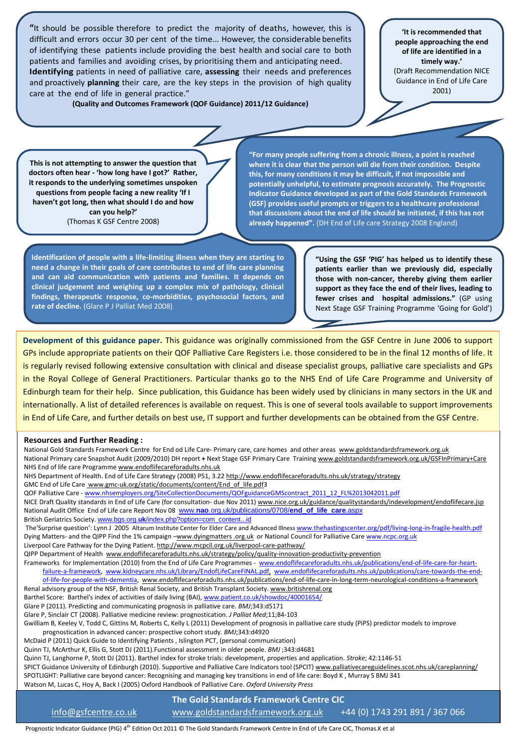"It should be possible therefore to predict the majority of deaths, however, this is difficult and errors occur 30 per cent of the time… However, the considerable benefits of identifying these patients include providing the best health and social care to both patients and families and avoiding crises, by prioritising them and anticipating need. **Identifying** patients in need of palliative care, **assessing** their needs and preferences and proactively **planning** their care, are the key steps in the provision of high quality care at the end of life in general practice."

**(Quality and Outcomes Framework (QOF Guidance) 2011/12 Guidance)**

**'It is recommended that people approaching the end of life are identified in a timely way.'** (Draft Recommendation NICE Guidance in End of Life Care 2001)

**This is not attempting to answer the question that doctors often hear - 'how long have I got?' Rather, it responds to the underlying sometimes unspoken questions from people facing a new reality 'If I haven't got long, then what should I do and how can you help?'** (Thomas K GSF Centre 2008)

**"For many people suffering from a chronic illness, a point is reached where it is clear that the person will die from their condition. Despite this, for many conditions it may be difficult, if not impossible and potentially unhelpful, to estimate prognosis accurately. The Prognostic Indicator Guidance developed as part of the Gold Standards Framework (GSF) provides useful prompts or triggers to a healthcare professional that discussions about the end of life should be initiated, if this has not already happened".** (DH End of Life care Strategy 2008 England)

**Identification of people with a life-limiting illness when they are starting to need a change in their goals of care contributes to end of life care planning and can aid communication with patients and families. It depends on clinical judgement and weighing up a complex mix of pathology, clinical findings, therapeutic response, co-morbidities, psychosocial factors, and rate of decline.** (Glare P J Palliat Med 2008)

**"Using the GSF 'PIG' has helped us to identify these patients earlier than we previously did, especially those with non-cancer, thereby giving them earlier support as they face the end of their lives, leading to fewer crises and hospital admissions."** (GP using Next Stage GSF Training Programme 'Going for Gold')

**Development of this guidance paper.** This guidance was originally commissioned from the GSF Centre in June 2006 to support GPs include appropriate patients on their QOF Palliative Care Registers i.e. those considered to be in the final 12 months of life. It is regularly revised following extensive consultation with clinical and disease specialist groups, palliative care specialists and GPs in the Royal College of General Practitioners. Particular thanks go to the NHS End of Life Care Programme and University of Edinburgh team for their help. Since publication, this Guidance has been widely used by clinicians in many sectors in the UK and internationally. A list of detailed references is available on request. This is one of several tools available to support improvements in End of Life Care, and further details on best use, IT support and further developments can be obtained from the GSF Centre.

### Resources and Further Reading :

National Gold Standards Framework Centre for End od Life Care- Primary care, care homes and other areas www.goldstandardsframework.org.uk
National Primary care Snapshot Audit (2009/2010) DH report + Next Stage GSF Primary Care Training www.goldstandardsframework.org.uk/GSFInPrimary+Care
NHS End of life care Programme www.endoflifecareforadults.nhs.uk
NHS Department of Health. End of Life Care Strategy (2008) P51, 3.22 http://www.endoflifecareforadults.nhs.uk/strategy/strategy
GMC End of Life Care www.gmc-uk.org/static/documents/content/End_of_life.pdf3
QOF Palliative Care - www.nhsemployers.org/SiteCollectionDocuments/QOFguidanceGMScontract_2011_12_FL%2013042011.pdf
NICE Draft Quality standards in End of Life Care (for consultation- due Nov 2011) www.nice.org.uk/guidance/qualitystandards/indevelopment/endoflifecare.jsp
National Audit Office End of Life care Report Nov 08 www.nao.org.uk/publications/0708/end_of_life_care.aspx
British Geriatrics Society. www.bgs.org.uk/index.php?option=com_content...id
The'Surprise question': Lynn J 2005 Altarum Institute Center for Elder Care and Advanced Illness www.thehastingscenter.org/pdf/living-long-in-fragile-health.pdf
Dying Matters- and the QIPP Find the 1% campaign –www.dyingmatters .org.uk or National Council for Palliative Care www.ncpc.org.uk
Liverpool Care Pathway for the Dying Patient. http://www.mcpcil.org.uk/liverpool-care-pathway/
QIPP Department of Health www.endoflifecareforadults.nhs.uk/strategy/policy/quality-innovation-productivity-prevention
Frameworks for Implementation (2010) from the End of Life Care Programmes - www.endoflifecareforadults.nhs.uk/publications/end-of-life-care-for-heart-failure-a-framework, www.kidneycare.nhs.uk/Library/EndofLifeCareFINAL.pdf, www.endoflifecareforadults.nhs.uk/publications/care-towards-the-end-of-life-for-people-with-dementia, www.endoflifecareforadults.nhs.uk/publications/end-of-life-care-in-long-term-neurological-conditions-a-framework
Renal advisory group of the NSF, British Renal Society, and British Transplant Society. www.britishrenal.org
Barthel Score: Barthel's index of activities of daily living (BAI), www.patient.co.uk/showdoc/40001654/
Glare P (2011). Predicting and communicating prognosis in palliative care. *BMJ*;343:d5171
Glare P, Sinclair CT (2008). Palliative medicine review: prognostication. *J Palliat Med*;11;84-103
Gwilliam B, Keeley V, Todd C, Gittins M, Roberts C, Kelly L (2011) Development of prognosis in palliative care study (PiPS) predictor models to improve prognostication in advanced cancer: prospective cohort study. *BMJ*;343:d4920
McDaid P (2011) Quick Guide to Identifying Patients , Islington PCT, (personal communication)
Quinn TJ, McArthur K, Ellis G, Stott DJ (2011).Functional assessment in older people. *BMJ* ;343:d4681
Quinn TJ, Langhorne P, Stott DJ (2011). Barthel index for stroke trials: development, properties and application. *Stroke*; 42:1146-51
SPICT Guidance University of Edinburgh (2010). Supportive and Palliative Care Indicators tool (SPCIT) www.palliativecareguidelines.scot.nhs.uk/careplanning/
SPOTLIGHT: Palliative care beyond cancer: Recognising and managing key transitions in end of life care: Boyd K , Murray S BMJ 341
Watson M, Lucas C, Hoy A, Back I (2005) Oxford Handbook of Palliative Care. *Oxford University Press*

**The Gold Standards Framework Centre CIC**

info@gsfcentre.co.uk www.goldstandardsframework.org.uk +44 (0) 1743 291 891 / 367 066

Prognostic Indicator Guidance (PIG) 4th Edition Oct 2011 © The Gold Standards Framework Centre In End of Life Care CIC, Thomas.K et al